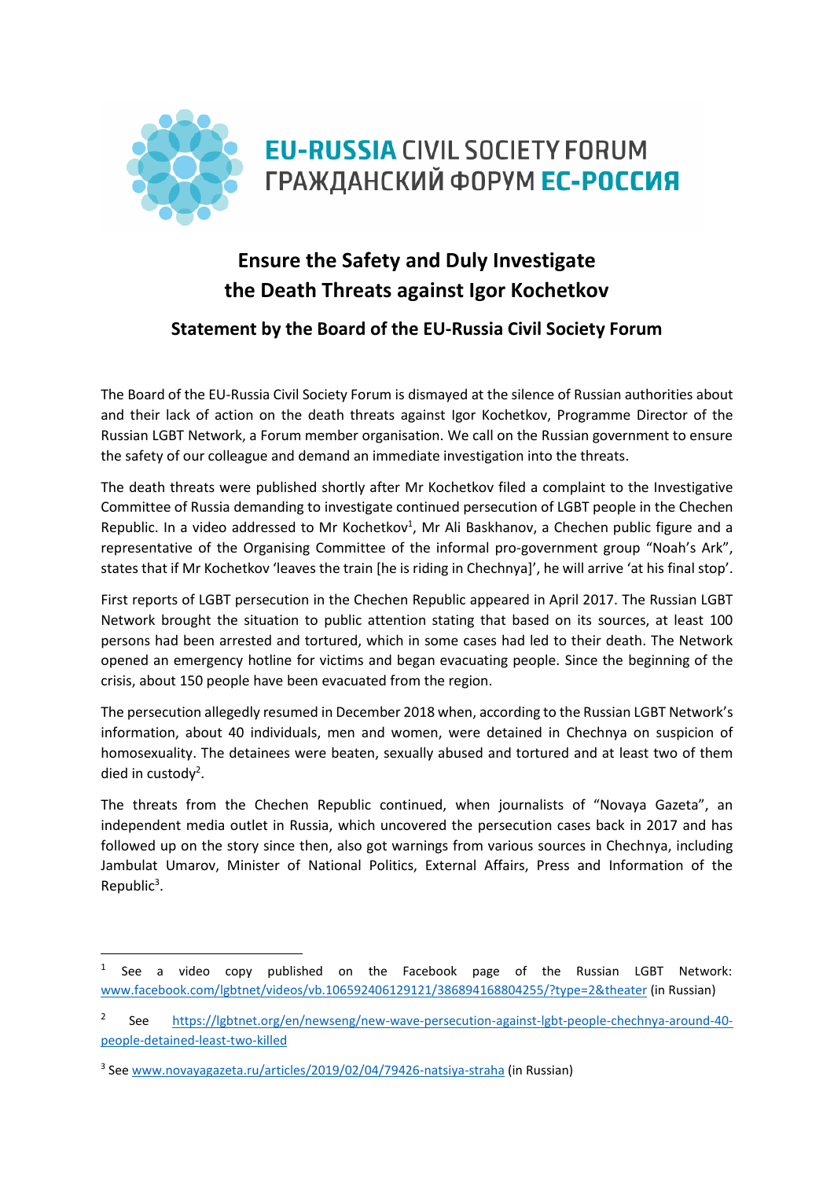EU-RUSSIA CIVIL SOCIETY FORUM
ГРАЖДАНСКИЙ ФОРУМ ЕС-РОССИЯ

# Ensure the Safety and Duly Investigate the Death Threats against Igor Kochetkov

## Statement by the Board of the EU-Russia Civil Society Forum

The Board of the EU-Russia Civil Society Forum is dismayed at the silence of Russian authorities about and their lack of action on the death threats against Igor Kochetkov, Programme Director of the Russian LGBT Network, a Forum member organisation. We call on the Russian government to ensure the safety of our colleague and demand an immediate investigation into the threats.

The death threats were published shortly after Mr Kochetkov filed a complaint to the Investigative Committee of Russia demanding to investigate continued persecution of LGBT people in the Chechen Republic. In a video addressed to Mr Kochetkov[1], Mr Ali Baskhanov, a Chechen public figure and a representative of the Organising Committee of the informal pro-government group "Noah's Ark", states that if Mr Kochetkov 'leaves the train [he is riding in Chechnya]', he will arrive 'at his final stop'.

First reports of LGBT persecution in the Chechen Republic appeared in April 2017. The Russian LGBT Network brought the situation to public attention stating that based on its sources, at least 100 persons had been arrested and tortured, which in some cases had led to their death. The Network opened an emergency hotline for victims and began evacuating people. Since the beginning of the crisis, about 150 people have been evacuated from the region.

The persecution allegedly resumed in December 2018 when, according to the Russian LGBT Network's information, about 40 individuals, men and women, were detained in Chechnya on suspicion of homosexuality. The detainees were beaten, sexually abused and tortured and at least two of them died in custody[2].

The threats from the Chechen Republic continued, when journalists of "Novaya Gazeta", an independent media outlet in Russia, which uncovered the persecution cases back in 2017 and has followed up on the story since then, also got warnings from various sources in Chechnya, including Jambulat Umarov, Minister of National Politics, External Affairs, Press and Information of the Republic[3].

---

[1] See a video copy published on the Facebook page of the Russian LGBT Network: www.facebook.com/lgbtnet/videos/vb.106592406129121/386894168804255/?type=2&theater (in Russian)

[2] See https://lgbtnet.org/en/newseng/new-wave-persecution-against-lgbt-people-chechnya-around-40-people-detained-least-two-killed

[3] See www.novayagazeta.ru/articles/2019/02/04/79426-natsiya-straha (in Russian)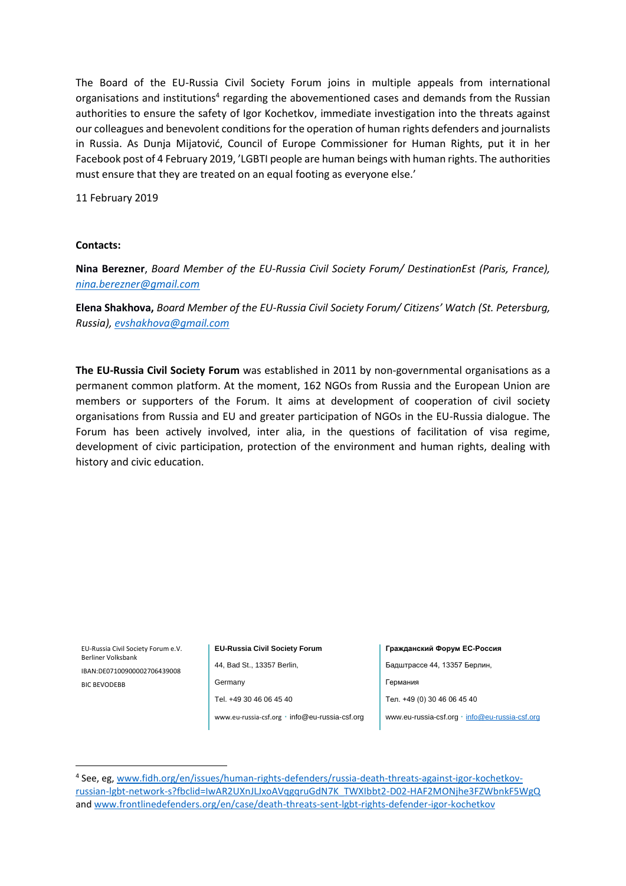The Board of the EU-Russia Civil Society Forum joins in multiple appeals from international organisations and institutions[4] regarding the abovementioned cases and demands from the Russian authorities to ensure the safety of Igor Kochetkov, immediate investigation into the threats against our colleagues and benevolent conditions for the operation of human rights defenders and journalists in Russia. As Dunja Mijatović, Council of Europe Commissioner for Human Rights, put it in her Facebook post of 4 February 2019, 'LGBTI people are human beings with human rights. The authorities must ensure that they are treated on an equal footing as everyone else.'

11 February 2019

**Contacts:**

**Nina Berezner**, *Board Member of the EU-Russia Civil Society Forum/ DestinationEst (Paris, France), nina.berezner@gmail.com*

**Elena Shakhova,** *Board Member of the EU-Russia Civil Society Forum/ Citizens' Watch (St. Petersburg, Russia), evshakhova@gmail.com*

**The EU-Russia Civil Society Forum** was established in 2011 by non-governmental organisations as a permanent common platform. At the moment, 162 NGOs from Russia and the European Union are members or supporters of the Forum. It aims at development of cooperation of civil society organisations from Russia and EU and greater participation of NGOs in the EU-Russia dialogue. The Forum has been actively involved, inter alia, in the questions of facilitation of visa regime, development of civic participation, protection of the environment and human rights, dealing with history and civic education.

EU-Russia Civil Society Forum e.V.
Berliner Volksbank
IBAN:DE07100900002706439008
BIC BEVODEBB

**EU-Russia Civil Society Forum**
44, Bad St., 13357 Berlin,
Germany
Tel. +49 30 46 06 45 40
www.eu-russia-csf.org • info@eu-russia-csf.org

**Гражданский Форум ЕС-Россия**
Бадштрассе 44, 13357 Берлин,
Германия
Тел. +49 (0) 30 46 06 45 40
www.eu-russia-csf.org • info@eu-russia-csf.org

[4] See, eg, www.fidh.org/en/issues/human-rights-defenders/russia-death-threats-against-igor-kochetkov-russian-lgbt-network-s?fbclid=IwAR2UXnJLJxoAVqgqruGdN7K_TWXlbbt2-D02-HAF2MONjhe3FZWbnkF5WgQ and www.frontlinedefenders.org/en/case/death-threats-sent-lgbt-rights-defender-igor-kochetkov